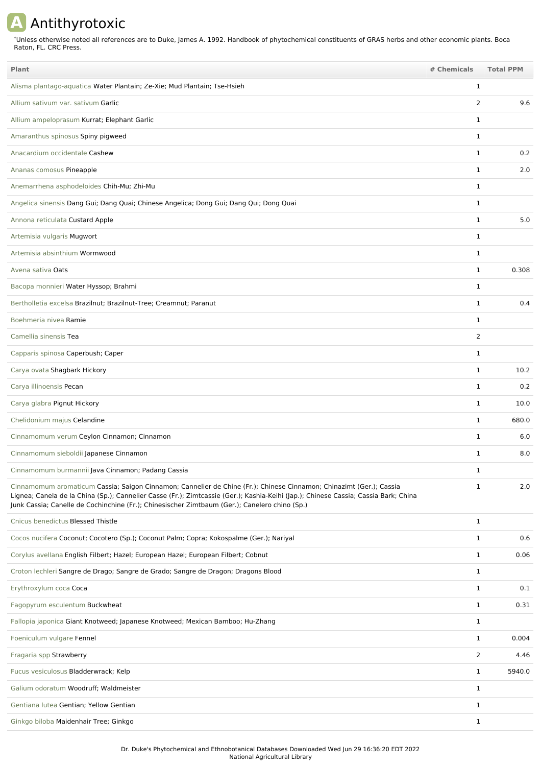# A Antithyrotoxic

*Unless otherwise noted all references are to Duke, James A. 1992. Handbook of phytochemical constituents of GRAS herbs and other economic plants. Boca Raton, FL. CRC Press.

| Plant | # Chemicals | Total PPM |
|---|---|---|
| Alisma plantago-aquatica Water Plantain; Ze-Xie; Mud Plantain; Tse-Hsieh | 1 | |
| Allium sativum var. sativum Garlic | 2 | 9.6 |
| Allium ampeloprasum Kurrat; Elephant Garlic | 1 | |
| Amaranthus spinosus Spiny pigweed | 1 | |
| Anacardium occidentale Cashew | 1 | 0.2 |
| Ananas comosus Pineapple | 1 | 2.0 |
| Anemarrhena asphodeloides Chih-Mu; Zhi-Mu | 1 | |
| Angelica sinensis Dang Gui; Dang Quai; Chinese Angelica; Dong Gui; Dang Qui; Dong Quai | 1 | |
| Annona reticulata Custard Apple | 1 | 5.0 |
| Artemisia vulgaris Mugwort | 1 | |
| Artemisia absinthium Wormwood | 1 | |
| Avena sativa Oats | 1 | 0.308 |
| Bacopa monnieri Water Hyssop; Brahmi | 1 | |
| Bertholletia excelsa Brazilnut; Brazilnut-Tree; Creamnut; Paranut | 1 | 0.4 |
| Boehmeria nivea Ramie | 1 | |
| Camellia sinensis Tea | 2 | |
| Capparis spinosa Caperbush; Caper | 1 | |
| Carya ovata Shagbark Hickory | 1 | 10.2 |
| Carya illinoensis Pecan | 1 | 0.2 |
| Carya glabra Pignut Hickory | 1 | 10.0 |
| Chelidonium majus Celandine | 1 | 680.0 |
| Cinnamomum verum Ceylon Cinnamon; Cinnamon | 1 | 6.0 |
| Cinnamomum sieboldii Japanese Cinnamon | 1 | 8.0 |
| Cinnamomum burmannii Java Cinnamon; Padang Cassia | 1 | |
| Cinnamomum aromaticum Cassia; Saigon Cinnamon; Cannelier de Chine (Fr.); Chinese Cinnamon; Chinazimt (Ger.); Cassia Lignea; Canela de la China (Sp.); Cannelier Casse (Fr.); Zimtcassie (Ger.); Kashia-Keihi (Jap.); Chinese Cassia; Cassia Bark; China Junk Cassia; Canelle de Cochinchine (Fr.); Chinesischer Zimtbaum (Ger.); Canelero chino (Sp.) | 1 | 2.0 |
| Cnicus benedictus Blessed Thistle | 1 | |
| Cocos nucifera Coconut; Cocotero (Sp.); Coconut Palm; Copra; Kokospalme (Ger.); Nariyal | 1 | 0.6 |
| Corylus avellana English Filbert; Hazel; European Hazel; European Filbert; Cobnut | 1 | 0.06 |
| Croton lechleri Sangre de Drago; Sangre de Grado; Sangre de Dragon; Dragons Blood | 1 | |
| Erythroxylum coca Coca | 1 | 0.1 |
| Fagopyrum esculentum Buckwheat | 1 | 0.31 |
| Fallopia japonica Giant Knotweed; Japanese Knotweed; Mexican Bamboo; Hu-Zhang | 1 | |
| Foeniculum vulgare Fennel | 1 | 0.004 |
| Fragaria spp Strawberry | 2 | 4.46 |
| Fucus vesiculosus Bladderwrack; Kelp | 1 | 5940.0 |
| Galium odoratum Woodruff; Waldmeister | 1 | |
| Gentiana lutea Gentian; Yellow Gentian | 1 | |
| Ginkgo biloba Maidenhair Tree; Ginkgo | 1 | |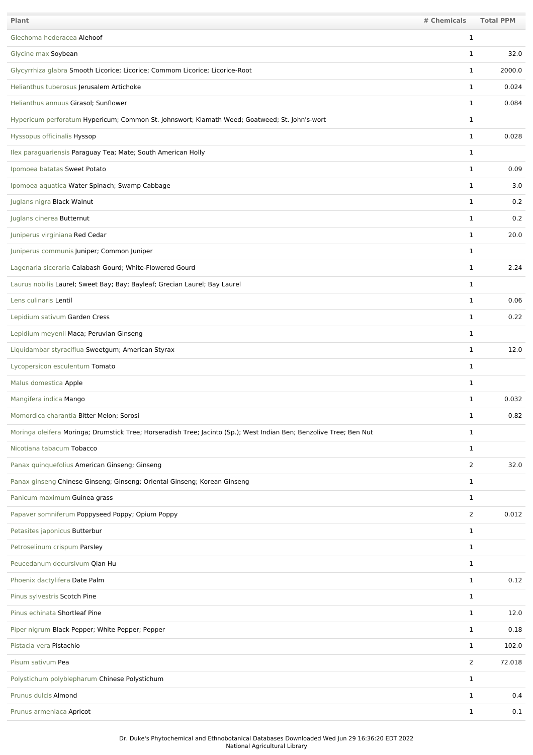| Plant | # Chemicals | Total PPM |
|---|---|---|
| Glechoma hederacea Alehoof | 1 | |
| Glycine max Soybean | 1 | 32.0 |
| Glycyrrhiza glabra Smooth Licorice; Licorice; Commom Licorice; Licorice-Root | 1 | 2000.0 |
| Helianthus tuberosus Jerusalem Artichoke | 1 | 0.024 |
| Helianthus annuus Girasol; Sunflower | 1 | 0.084 |
| Hypericum perforatum Hypericum; Common St. Johnswort; Klamath Weed; Goatweed; St. John's-wort | 1 | |
| Hyssopus officinalis Hyssop | 1 | 0.028 |
| Ilex paraguariensis Paraguay Tea; Mate; South American Holly | 1 | |
| Ipomoea batatas Sweet Potato | 1 | 0.09 |
| Ipomoea aquatica Water Spinach; Swamp Cabbage | 1 | 3.0 |
| Juglans nigra Black Walnut | 1 | 0.2 |
| Juglans cinerea Butternut | 1 | 0.2 |
| Juniperus virginiana Red Cedar | 1 | 20.0 |
| Juniperus communis Juniper; Common Juniper | 1 | |
| Lagenaria siceraria Calabash Gourd; White-Flowered Gourd | 1 | 2.24 |
| Laurus nobilis Laurel; Sweet Bay; Bay; Bayleaf; Grecian Laurel; Bay Laurel | 1 | |
| Lens culinaris Lentil | 1 | 0.06 |
| Lepidium sativum Garden Cress | 1 | 0.22 |
| Lepidium meyenii Maca; Peruvian Ginseng | 1 | |
| Liquidambar styraciflua Sweetgum; American Styrax | 1 | 12.0 |
| Lycopersicon esculentum Tomato | 1 | |
| Malus domestica Apple | 1 | |
| Mangifera indica Mango | 1 | 0.032 |
| Momordica charantia Bitter Melon; Sorosi | 1 | 0.82 |
| Moringa oleifera Moringa; Drumstick Tree; Horseradish Tree; Jacinto (Sp.); West Indian Ben; Benzolive Tree; Ben Nut | 1 | |
| Nicotiana tabacum Tobacco | 1 | |
| Panax quinquefolius American Ginseng; Ginseng | 2 | 32.0 |
| Panax ginseng Chinese Ginseng; Ginseng; Oriental Ginseng; Korean Ginseng | 1 | |
| Panicum maximum Guinea grass | 1 | |
| Papaver somniferum Poppyseed Poppy; Opium Poppy | 2 | 0.012 |
| Petasites japonicus Butterbur | 1 | |
| Petroselinum crispum Parsley | 1 | |
| Peucedanum decursivum Qian Hu | 1 | |
| Phoenix dactylifera Date Palm | 1 | 0.12 |
| Pinus sylvestris Scotch Pine | 1 | |
| Pinus echinata Shortleaf Pine | 1 | 12.0 |
| Piper nigrum Black Pepper; White Pepper; Pepper | 1 | 0.18 |
| Pistacia vera Pistachio | 1 | 102.0 |
| Pisum sativum Pea | 2 | 72.018 |
| Polystichum polyblepharum Chinese Polystichum | 1 | |
| Prunus dulcis Almond | 1 | 0.4 |
| Prunus armeniaca Apricot | 1 | 0.1 |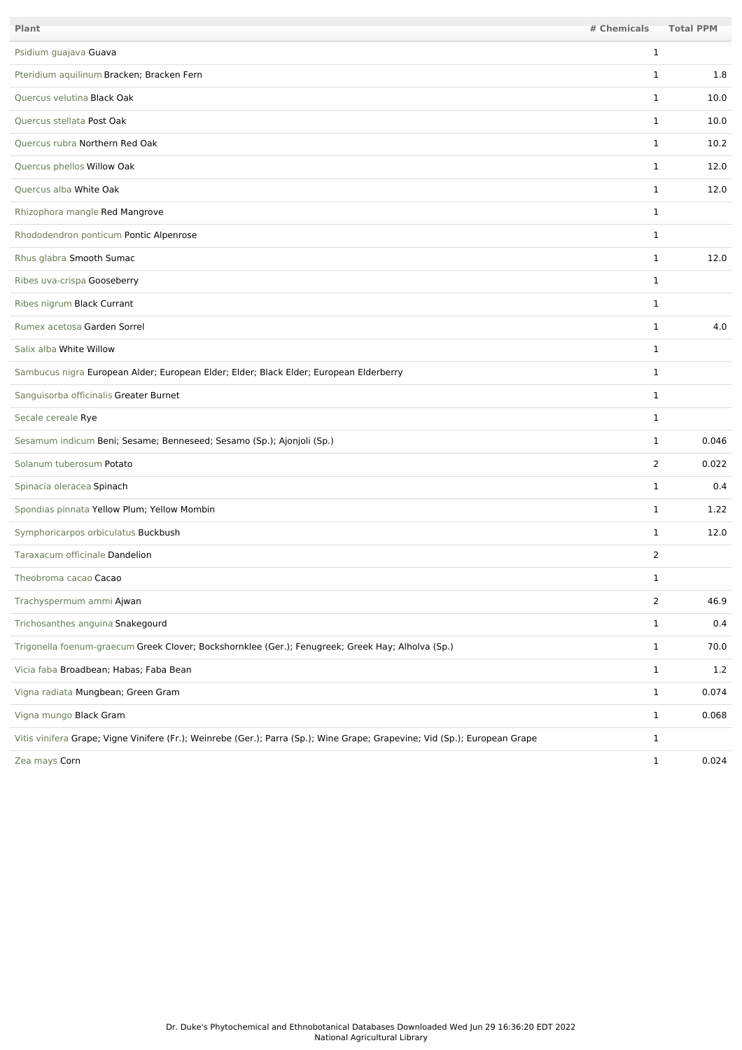| Plant | # Chemicals | Total PPM |
|---|---|---|
| Psidium guajava Guava | 1 | |
| Pteridium aquilinum Bracken; Bracken Fern | 1 | 1.8 |
| Quercus velutina Black Oak | 1 | 10.0 |
| Quercus stellata Post Oak | 1 | 10.0 |
| Quercus rubra Northern Red Oak | 1 | 10.2 |
| Quercus phellos Willow Oak | 1 | 12.0 |
| Quercus alba White Oak | 1 | 12.0 |
| Rhizophora mangle Red Mangrove | 1 | |
| Rhododendron ponticum Pontic Alpenrose | 1 | |
| Rhus glabra Smooth Sumac | 1 | 12.0 |
| Ribes uva-crispa Gooseberry | 1 | |
| Ribes nigrum Black Currant | 1 | |
| Rumex acetosa Garden Sorrel | 1 | 4.0 |
| Salix alba White Willow | 1 | |
| Sambucus nigra European Alder; European Elder; Elder; Black Elder; European Elderberry | 1 | |
| Sanguisorba officinalis Greater Burnet | 1 | |
| Secale cereale Rye | 1 | |
| Sesamum indicum Beni; Sesame; Benneseed; Sesamo (Sp.); Ajonjoli (Sp.) | 1 | 0.046 |
| Solanum tuberosum Potato | 2 | 0.022 |
| Spinacia oleracea Spinach | 1 | 0.4 |
| Spondias pinnata Yellow Plum; Yellow Mombin | 1 | 1.22 |
| Symphoricarpos orbiculatus Buckbush | 1 | 12.0 |
| Taraxacum officinale Dandelion | 2 | |
| Theobroma cacao Cacao | 1 | |
| Trachyspermum ammi Ajwan | 2 | 46.9 |
| Trichosanthes anguina Snakegourd | 1 | 0.4 |
| Trigonella foenum-graecum Greek Clover; Bockshornklee (Ger.); Fenugreek; Greek Hay; Alholva (Sp.) | 1 | 70.0 |
| Vicia faba Broadbean; Habas; Faba Bean | 1 | 1.2 |
| Vigna radiata Mungbean; Green Gram | 1 | 0.074 |
| Vigna mungo Black Gram | 1 | 0.068 |
| Vitis vinifera Grape; Vigne Vinifere (Fr.); Weinrebe (Ger.); Parra (Sp.); Wine Grape; Grapevine; Vid (Sp.); European Grape | 1 | |
| Zea mays Corn | 1 | 0.024 |

Dr. Duke's Phytochemical and Ethnobotanical Databases Downloaded Wed Jun 29 16:36:20 EDT 2022
National Agricultural Library